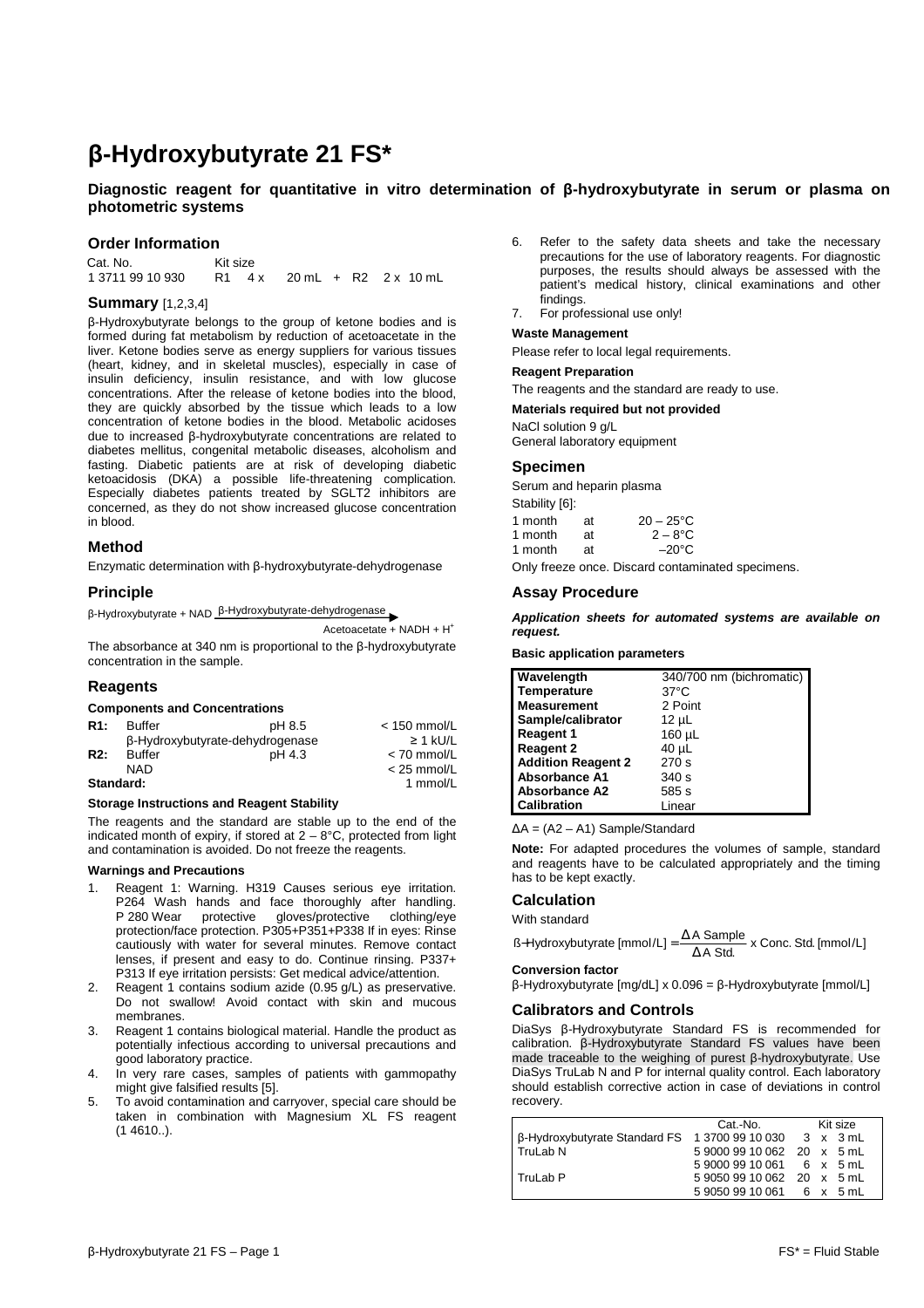# β-Hydroxybutyrate 21 FS*

**Diagnostic reagent for quantitative in vitro determination of β-hydroxybutyrate in serum or plasma on photometric systems**

## Order Information

| Cat. No. | Kit size |
|---|---|
| 1 3711 99 10 930 | R1 4 x 20 mL + R2 2 x 10 mL |

## Summary [1,2,3,4]

β-Hydroxybutyrate belongs to the group of ketone bodies and is formed during fat metabolism by reduction of acetoacetate in the liver. Ketone bodies serve as energy suppliers for various tissues (heart, kidney, and in skeletal muscles), especially in case of insulin deficiency, insulin resistance, and with low glucose concentrations. After the release of ketone bodies into the blood, they are quickly absorbed by the tissue which leads to a low concentration of ketone bodies in the blood. Metabolic acidoses due to increased β-hydroxybutyrate concentrations are related to diabetes mellitus, congenital metabolic diseases, alcoholism and fasting. Diabetic patients are at risk of developing diabetic ketoacidosis (DKA) a possible life-threatening complication. Especially diabetes patients treated by SGLT2 inhibitors are concerned, as they do not show increased glucose concentration in blood.

## Method

Enzymatic determination with β-hydroxybutyrate-dehydrogenase

## Principle

$$\beta\text{-Hydroxybutyrate} + NAD \xrightarrow{\beta\text{-Hydroxybutyrate-dehydrogenase}} \text{Acetoacetate} + NADH + H^+$$

The absorbance at 340 nm is proportional to the β-hydroxybutyrate concentration in the sample.

## Reagents

### Components and Concentrations

| | | | |
|---|---|---|---|
| **R1:** | Buffer | pH 8.5 | < 150 mmol/L |
| | β-Hydroxybutyrate-dehydrogenase | | ≥ 1 kU/L |
| **R2:** | Buffer | pH 4.3 | < 70 mmol/L |
| | NAD | | < 25 mmol/L |
| **Standard:** | | | 1 mmol/L |

### Storage Instructions and Reagent Stability

The reagents and the standard are stable up to the end of the indicated month of expiry, if stored at 2 – 8°C, protected from light and contamination is avoided. Do not freeze the reagents.

### Warnings and Precautions

1. Reagent 1: Warning. H319 Causes serious eye irritation. P264 Wash hands and face thoroughly after handling. P 280 Wear protective gloves/protective clothing/eye protection/face protection. P305+P351+P338 If in eyes: Rinse cautiously with water for several minutes. Remove contact lenses, if present and easy to do. Continue rinsing. P337+ P313 If eye irritation persists: Get medical advice/attention.
2. Reagent 1 contains sodium azide (0.95 g/L) as preservative. Do not swallow! Avoid contact with skin and mucous membranes.
3. Reagent 1 contains biological material. Handle the product as potentially infectious according to universal precautions and good laboratory practice.
4. In very rare cases, samples of patients with gammopathy might give falsified results [5].
5. To avoid contamination and carryover, special care should be taken in combination with Magnesium XL FS reagent (1 4610..).
6. Refer to the safety data sheets and take the necessary precautions for the use of laboratory reagents. For diagnostic purposes, the results should always be assessed with the patient's medical history, clinical examinations and other findings.
7. For professional use only!

### Waste Management

Please refer to local legal requirements.

### Reagent Preparation

The reagents and the standard are ready to use.

### Materials required but not provided

NaCl solution 9 g/L
General laboratory equipment

## Specimen

Serum and heparin plasma

Stability [6]:

| | | |
|---|---|---|
| 1 month | at | 20 – 25°C |
| 1 month | at | 2 – 8°C |
| 1 month | at | –20°C |

Only freeze once. Discard contaminated specimens.

## Assay Procedure

***Application sheets for automated systems are available on request.***

### Basic application parameters

| | |
|---|---|
| **Wavelength** | 340/700 nm (bichromatic) |
| **Temperature** | 37°C |
| **Measurement** | 2 Point |
| **Sample/calibrator** | 12 µL |
| **Reagent 1** | 160 µL |
| **Reagent 2** | 40 µL |
| **Addition Reagent 2** | 270 s |
| **Absorbance A1** | 340 s |
| **Absorbance A2** | 585 s |
| **Calibration** | Linear |

ΔA = (A2 – A1) Sample/Standard

**Note:** For adapted procedures the volumes of sample, standard and reagents have to be calculated appropriately and the timing has to be kept exactly.

## Calculation

With standard

$$\text{ß-Hydroxybutyrate [mmol/L]} = \frac{\Delta \text{A Sample}}{\Delta \text{A Std.}} \times \text{Conc. Std. [mmol/L]}$$

### Conversion factor

β-Hydroxybutyrate [mg/dL] x 0.096 = β-Hydroxybutyrate [mmol/L]

## Calibrators and Controls

DiaSys β-Hydroxybutyrate Standard FS is recommended for calibration. β-Hydroxybutyrate Standard FS values have been made traceable to the weighing of purest β-hydroxybutyrate. Use DiaSys TruLab N and P for internal quality control. Each laboratory should establish corrective action in case of deviations in control recovery.

| | Cat.-No. | Kit size |
|---|---|---|
| β-Hydroxybutyrate Standard FS | 1 3700 99 10 030 | 3 x 3 mL |
| TruLab N | 5 9000 99 10 062 | 20 x 5 mL |
| | 5 9000 99 10 061 | 6 x 5 mL |
| TruLab P | 5 9050 99 10 062 | 20 x 5 mL |
| | 5 9050 99 10 061 | 6 x 5 mL |

FS* = Fluid Stable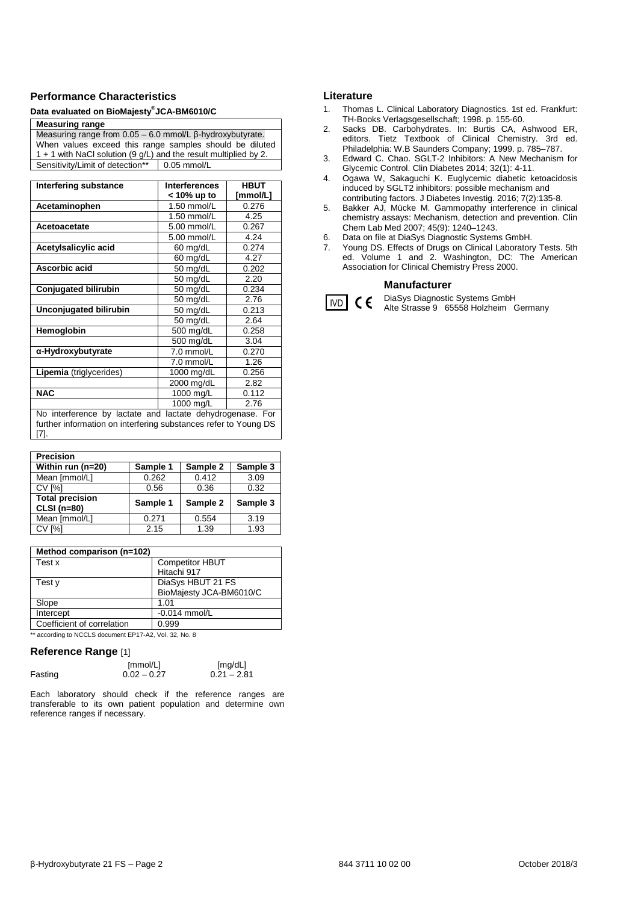## Performance Characteristics

**Data evaluated on BioMajesty® JCA-BM6010/C**

| **Measuring range** | |
|---|---|
| Measuring range from 0.05 – 6.0 mmol/L β-hydroxybutyrate. When values exceed this range samples should be diluted 1 + 1 with NaCl solution (9 g/L) and the result multiplied by 2. | |
| Sensitivity/Limit of detection** | 0.05 mmol/L |

| Interfering substance | Interferences < 10% up to | HBUT [mmol/L] |
|---|---|---|
| **Acetaminophen** | 1.50 mmol/L | 0.276 |
| | 1.50 mmol/L | 4.25 |
| **Acetoacetate** | 5.00 mmol/L | 0.267 |
| | 5.00 mmol/L | 4.24 |
| **Acetylsalicylic acid** | 60 mg/dL | 0.274 |
| | 60 mg/dL | 4.27 |
| **Ascorbic acid** | 50 mg/dL | 0.202 |
| | 50 mg/dL | 2.20 |
| **Conjugated bilirubin** | 50 mg/dL | 0.234 |
| | 50 mg/dL | 2.76 |
| **Unconjugated bilirubin** | 50 mg/dL | 0.213 |
| | 50 mg/dL | 2.64 |
| **Hemoglobin** | 500 mg/dL | 0.258 |
| | 500 mg/dL | 3.04 |
| **α-Hydroxybutyrate** | 7.0 mmol/L | 0.270 |
| | 7.0 mmol/L | 1.26 |
| **Lipemia** (triglycerides) | 1000 mg/dL | 0.256 |
| | 2000 mg/dL | 2.82 |
| **NAC** | 1000 mg/L | 0.112 |
| | 1000 mg/L | 2.76 |

No interference by lactate and lactate dehydrogenase. For further information on interfering substances refer to Young DS [7].

| **Precision** | | | |
|---|---|---|---|
| **Within run (n=20)** | **Sample 1** | **Sample 2** | **Sample 3** |
| Mean [mmol/L] | 0.262 | 0.412 | 3.09 |
| CV [%] | 0.56 | 0.36 | 0.32 |
| **Total precision CLSI (n=80)** | **Sample 1** | **Sample 2** | **Sample 3** |
| Mean [mmol/L] | 0.271 | 0.554 | 3.19 |
| CV [%] | 2.15 | 1.39 | 1.93 |

| **Method comparison (n=102)** | |
|---|---|
| Test x | Competitor HBUT Hitachi 917 |
| Test y | DiaSys HBUT 21 FS BioMajesty JCA-BM6010/C |
| Slope | 1.01 |
| Intercept | -0.014 mmol/L |
| Coefficient of correlation | 0.999 |

** according to NCCLS document EP17-A2, Vol. 32, No. 8

## Reference Range [1]

| | [mmol/L] | [mg/dL] |
|---|---|---|
| Fasting | 0.02 – 0.27 | 0.21 – 2.81 |

Each laboratory should check if the reference ranges are transferable to its own patient population and determine own reference ranges if necessary.

## Literature

1. Thomas L. Clinical Laboratory Diagnostics. 1st ed. Frankfurt: TH-Books Verlagsgesellschaft; 1998. p. 155-60.
2. Sacks DB. Carbohydrates. In: Burtis CA, Ashwood ER, editors. Tietz Textbook of Clinical Chemistry. 3rd ed. Philadelphia: W.B Saunders Company; 1999. p. 785–787.
3. Edward C. Chao. SGLT-2 Inhibitors: A New Mechanism for Glycemic Control. Clin Diabetes 2014; 32(1): 4-11.
4. Ogawa W, Sakaguchi K. Euglycemic diabetic ketoacidosis induced by SGLT2 inhibitors: possible mechanism and contributing factors. J Diabetes Investig. 2016; 7(2):135-8.
5. Bakker AJ, Mücke M. Gammopathy interference in clinical chemistry assays: Mechanism, detection and prevention. Clin Chem Lab Med 2007; 45(9): 1240–1243.
6. Data on file at DiaSys Diagnostic Systems GmbH.
7. Young DS. Effects of Drugs on Clinical Laboratory Tests. 5th ed. Volume 1 and 2. Washington, DC: The American Association for Clinical Chemistry Press 2000.

## Manufacturer

IVD CE

DiaSys Diagnostic Systems GmbH
Alte Strasse 9 65558 Holzheim Germany

β-Hydroxybutyrate 21 FS – Page 2 &nbsp;&nbsp; 844 3711 10 02 00 &nbsp;&nbsp; October 2018/3